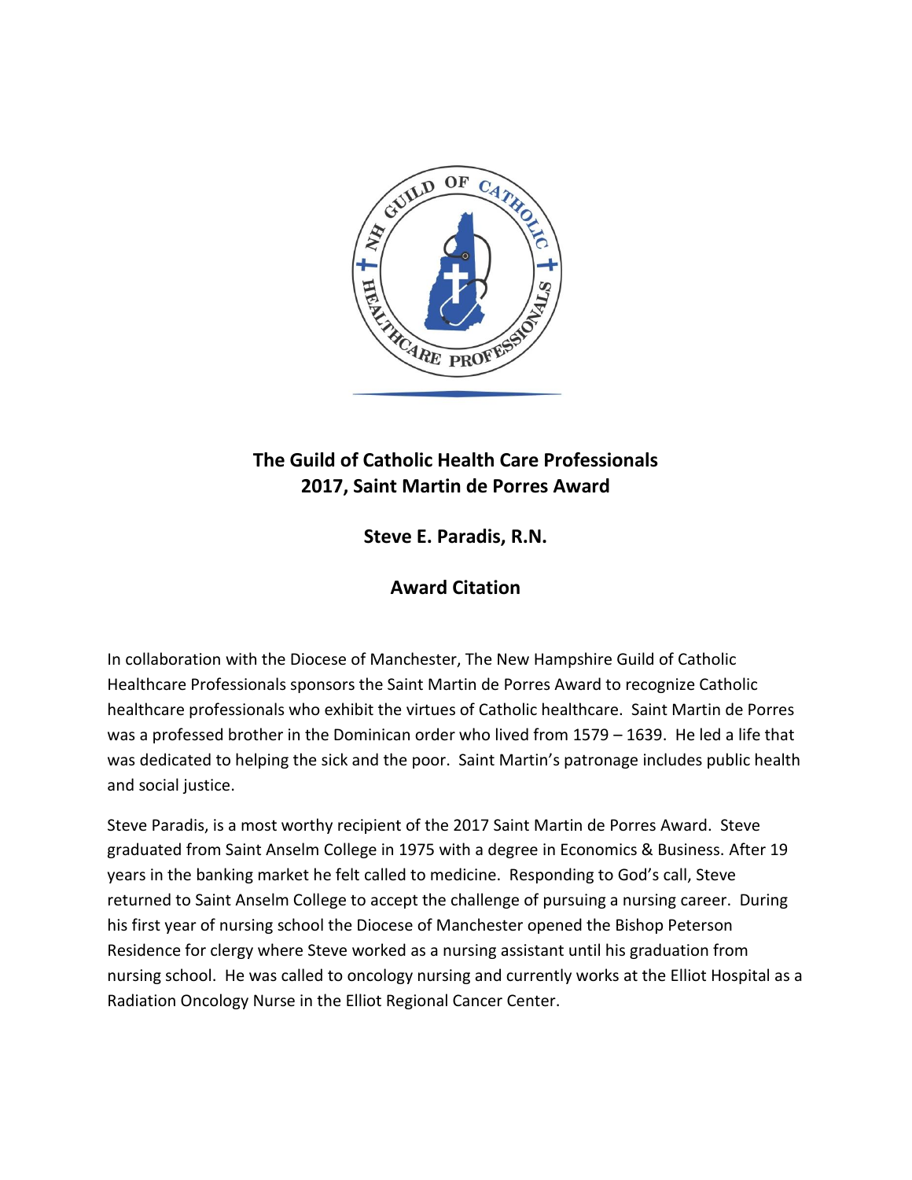# The Guild of Catholic Health Care Professionals
# 2017, Saint Martin de Porres Award

## Steve E. Paradis, R.N.

## Award Citation

In collaboration with the Diocese of Manchester, The New Hampshire Guild of Catholic Healthcare Professionals sponsors the Saint Martin de Porres Award to recognize Catholic healthcare professionals who exhibit the virtues of Catholic healthcare. Saint Martin de Porres was a professed brother in the Dominican order who lived from 1579 – 1639. He led a life that was dedicated to helping the sick and the poor. Saint Martin's patronage includes public health and social justice.

Steve Paradis, is a most worthy recipient of the 2017 Saint Martin de Porres Award. Steve graduated from Saint Anselm College in 1975 with a degree in Economics & Business. After 19 years in the banking market he felt called to medicine. Responding to God's call, Steve returned to Saint Anselm College to accept the challenge of pursuing a nursing career. During his first year of nursing school the Diocese of Manchester opened the Bishop Peterson Residence for clergy where Steve worked as a nursing assistant until his graduation from nursing school. He was called to oncology nursing and currently works at the Elliot Hospital as a Radiation Oncology Nurse in the Elliot Regional Cancer Center.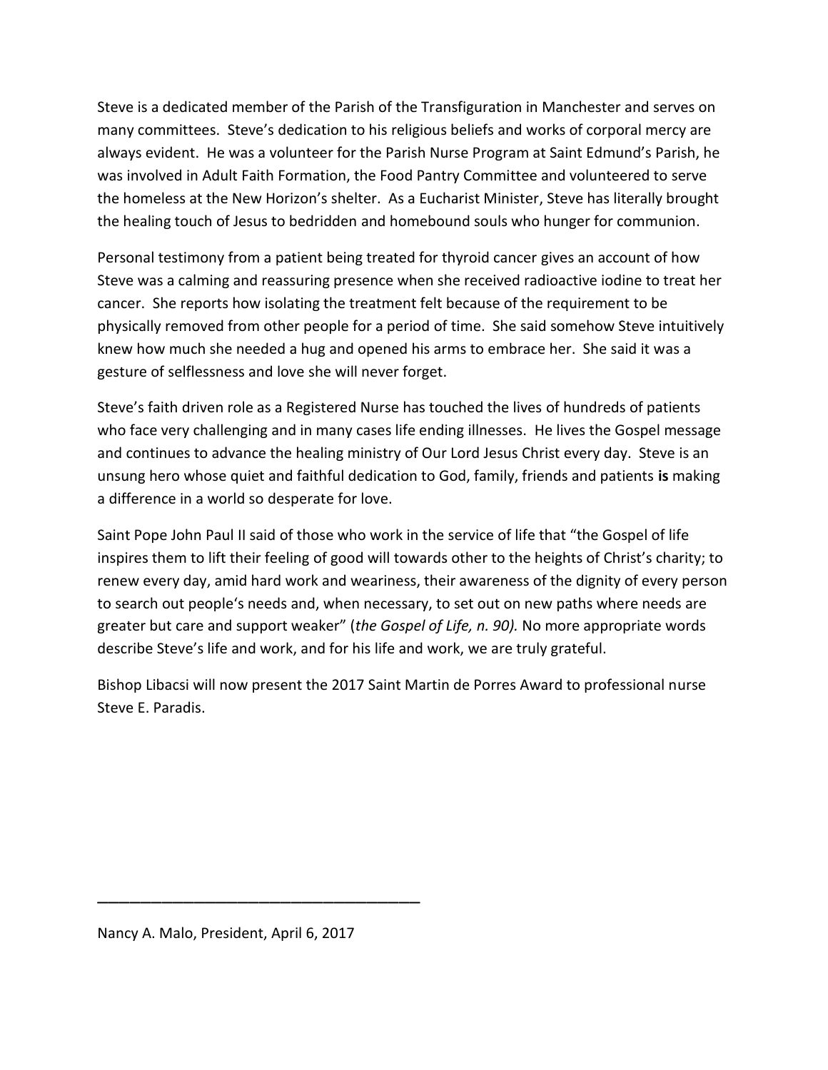Steve is a dedicated member of the Parish of the Transfiguration in Manchester and serves on many committees. Steve's dedication to his religious beliefs and works of corporal mercy are always evident. He was a volunteer for the Parish Nurse Program at Saint Edmund's Parish, he was involved in Adult Faith Formation, the Food Pantry Committee and volunteered to serve the homeless at the New Horizon's shelter. As a Eucharist Minister, Steve has literally brought the healing touch of Jesus to bedridden and homebound souls who hunger for communion.

Personal testimony from a patient being treated for thyroid cancer gives an account of how Steve was a calming and reassuring presence when she received radioactive iodine to treat her cancer. She reports how isolating the treatment felt because of the requirement to be physically removed from other people for a period of time. She said somehow Steve intuitively knew how much she needed a hug and opened his arms to embrace her. She said it was a gesture of selflessness and love she will never forget.

Steve's faith driven role as a Registered Nurse has touched the lives of hundreds of patients who face very challenging and in many cases life ending illnesses. He lives the Gospel message and continues to advance the healing ministry of Our Lord Jesus Christ every day. Steve is an unsung hero whose quiet and faithful dedication to God, family, friends and patients **is** making a difference in a world so desperate for love.

Saint Pope John Paul II said of those who work in the service of life that "the Gospel of life inspires them to lift their feeling of good will towards other to the heights of Christ's charity; to renew every day, amid hard work and weariness, their awareness of the dignity of every person to search out people's needs and, when necessary, to set out on new paths where needs are greater but care and support weaker" (*the Gospel of Life, n. 90).* No more appropriate words describe Steve's life and work, and for his life and work, we are truly grateful.

Bishop Libacsi will now present the 2017 Saint Martin de Porres Award to professional nurse Steve E. Paradis.

\_\_\_\_\_\_\_\_\_\_\_\_\_\_\_\_\_\_\_\_\_\_\_\_\_\_\_\_\_\_\_\_\_\_\_\_\_\_\_\_

Nancy A. Malo, President, April 6, 2017